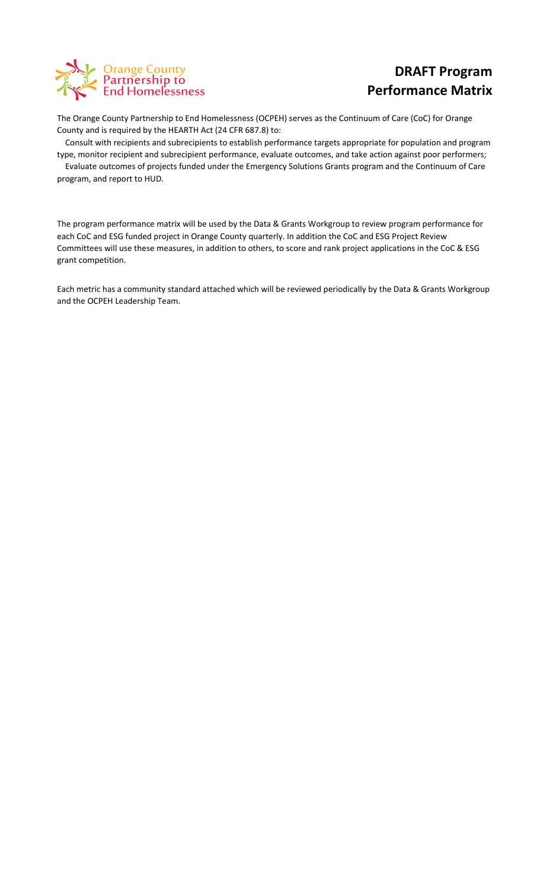Orange County Partnership to End Homelessness

# DRAFT Program Performance Matrix

The Orange County Partnership to End Homelessness (OCPEH) serves as the Continuum of Care (CoC) for Orange County and is required by the HEARTH Act (24 CFR 687.8) to:

- Consult with recipients and subrecipients to establish performance targets appropriate for population and program type, monitor recipient and subrecipient performance, evaluate outcomes, and take action against poor performers;
- Evaluate outcomes of projects funded under the Emergency Solutions Grants program and the Continuum of Care program, and report to HUD.

The program performance matrix will be used by the Data & Grants Workgroup to review program performance for each CoC and ESG funded project in Orange County quarterly. In addition the CoC and ESG Project Review Committees will use these measures, in addition to others, to score and rank project applications in the CoC & ESG grant competition.

Each metric has a community standard attached which will be reviewed periodically by the Data & Grants Workgroup and the OCPEH Leadership Team.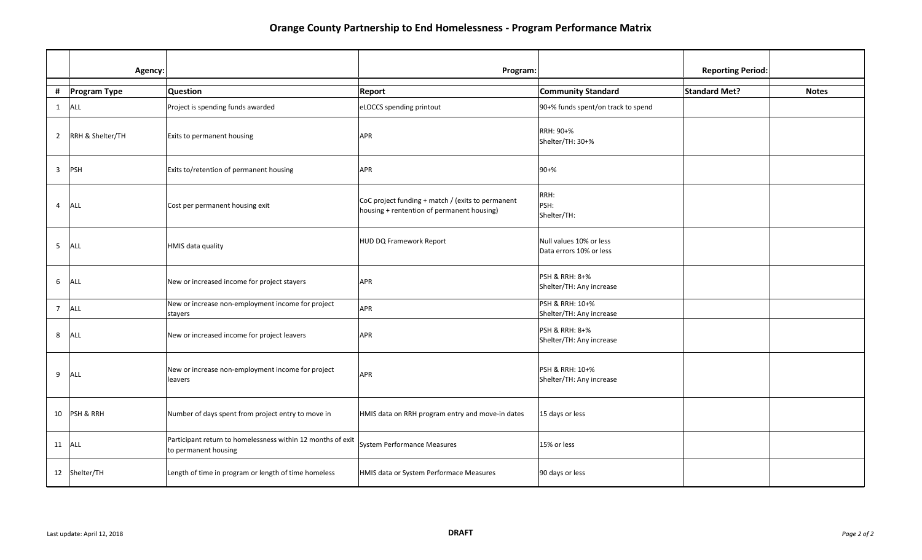# Orange County Partnership to End Homelessness - Program Performance Matrix

| | Agency: | | Program: | | Reporting Period: | |
|---|---|---|---|---|---|---|
| **#** | **Program Type** | **Question** | **Report** | **Community Standard** | **Standard Met?** | **Notes** |
| 1 | ALL | Project is spending funds awarded | eLOCCS spending printout | 90+% funds spent/on track to spend | | |
| 2 | RRH & Shelter/TH | Exits to permanent housing | APR | RRH: 90+%<br>Shelter/TH: 30+% | | |
| 3 | PSH | Exits to/retention of permanent housing | APR | 90+% | | |
| 4 | ALL | Cost per permanent housing exit | CoC project funding + match / (exits to permanent housing + rentention of permanent housing) | RRH:<br>PSH:<br>Shelter/TH: | | |
| 5 | ALL | HMIS data quality | HUD DQ Framework Report | Null values 10% or less<br>Data errors 10% or less | | |
| 6 | ALL | New or increased income for project stayers | APR | PSH & RRH: 8+%<br>Shelter/TH: Any increase | | |
| 7 | ALL | New or increase non-employment income for project stayers | APR | PSH & RRH: 10+%<br>Shelter/TH: Any increase | | |
| 8 | ALL | New or increased income for project leavers | APR | PSH & RRH: 8+%<br>Shelter/TH: Any increase | | |
| 9 | ALL | New or increase non-employment income for project leavers | APR | PSH & RRH: 10+%<br>Shelter/TH: Any increase | | |
| 10 | PSH & RRH | Number of days spent from project entry to move in | HMIS data on RRH program entry and move-in dates | 15 days or less | | |
| 11 | ALL | Participant return to homelessness within 12 months of exit to permanent housing | System Performance Measures | 15% or less | | |
| 12 | Shelter/TH | Length of time in program or length of time homeless | HMIS data or System Performace Measures | 90 days or less | | |

Last update: April 12, 2018

**DRAFT**